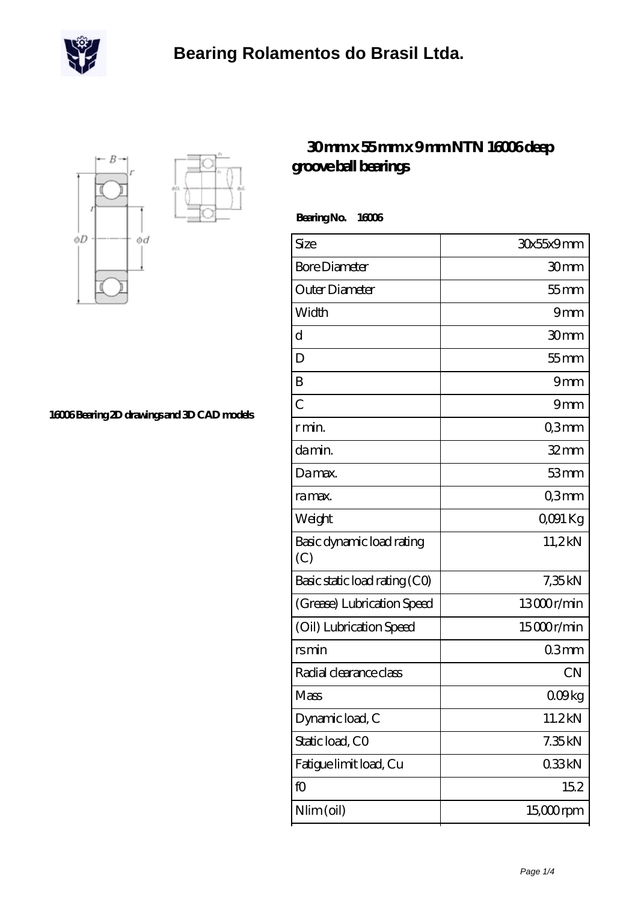# Bearing Rolamentos do Brasil Ltda.

## 30 mm x 55 mm x 9 mm NTN 16006 deep groove ball bearings

16006 Bearing 2D drawings and 3D CAD models

**Bearing No. 16006**

| Size | 30x55x9 mm |
|---|---|
| Bore Diameter | 30 mm |
| Outer Diameter | 55 mm |
| Width | 9 mm |
| d | 30 mm |
| D | 55 mm |
| B | 9 mm |
| C | 9 mm |
| r min. | 0,3 mm |
| da min. | 32 mm |
| Da max. | 53 mm |
| ra max. | 0,3 mm |
| Weight | 0,091 Kg |
| Basic dynamic load rating (C) | 11,2 kN |
| Basic static load rating (C0) | 7,35 kN |
| (Grease) Lubrication Speed | 13 000 r/min |
| (Oil) Lubrication Speed | 15 000 r/min |
| rs min | 0.3 mm |
| Radial clearance class | CN |
| Mass | 0.09 kg |
| Dynamic load, C | 11.2 kN |
| Static load, C0 | 7.35 kN |
| Fatigue limit load, Cu | 0.33 kN |
| f0 | 15.2 |
| Nlim (oil) | 15,000 rpm |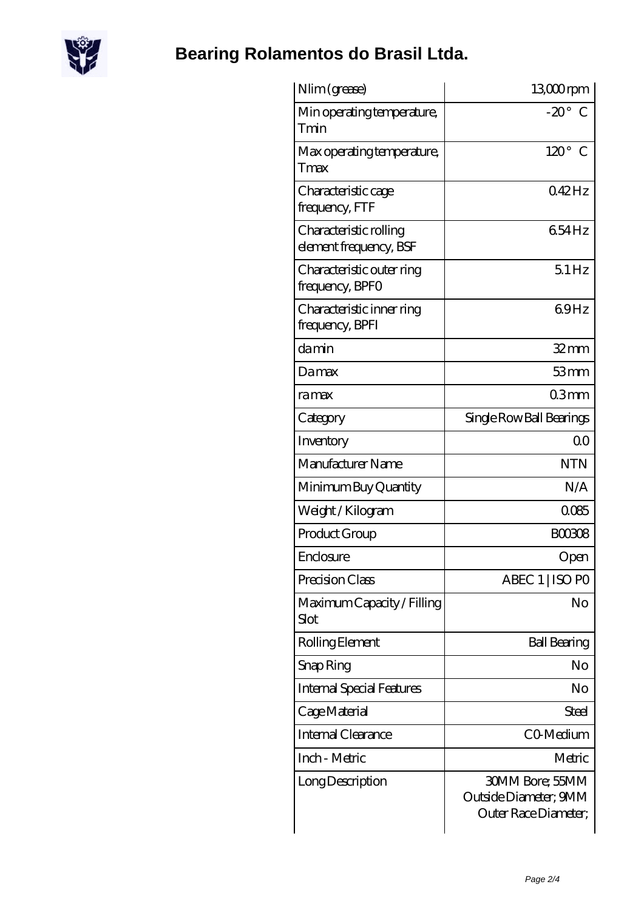# Bearing Rolamentos do Brasil Ltda.

| | |
|---|---|
| Nlim (grease) | 13,000 rpm |
| Min operating temperature, Tmin | -20 ° C |
| Max operating temperature, Tmax | 120 ° C |
| Characteristic cage frequency, FTF | 0.42 Hz |
| Characteristic rolling element frequency, BSF | 6.54 Hz |
| Characteristic outer ring frequency, BPFO | 5.1 Hz |
| Characteristic inner ring frequency, BPFI | 6.9 Hz |
| da min | 32 mm |
| Da max | 53 mm |
| ra max | 0.3 mm |
| Category | Single Row Ball Bearings |
| Inventory | 0.0 |
| Manufacturer Name | NTN |
| Minimum Buy Quantity | N/A |
| Weight / Kilogram | 0.085 |
| Product Group | B00308 |
| Enclosure | Open |
| Precision Class | ABEC 1 \| ISO P0 |
| Maximum Capacity / Filling Slot | No |
| Rolling Element | Ball Bearing |
| Snap Ring | No |
| Internal Special Features | No |
| Cage Material | Steel |
| Internal Clearance | C0-Medium |
| Inch - Metric | Metric |
| Long Description | 30MM Bore; 55MM Outside Diameter; 9MM Outer Race Diameter; |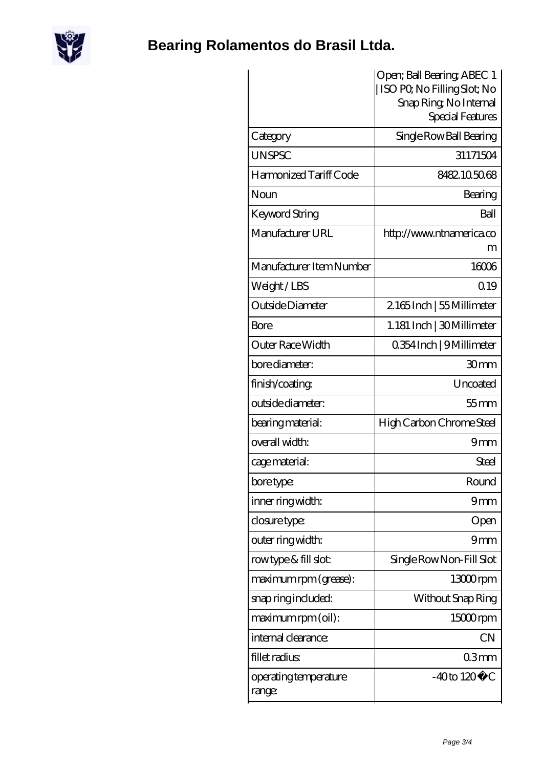| | Open; Ball Bearing; ABEC 1 \| ISO P0; No Filling Slot; No Snap Ring; No Internal Special Features |
|---|---|
| Category | Single Row Ball Bearing |
| UNSPSC | 31171504 |
| Harmonized Tariff Code | 8482.10.50.68 |
| Noun | Bearing |
| Keyword String | Ball |
| Manufacturer URL | http://www.ntnamerica.com |
| Manufacturer Item Number | 16006 |
| Weight / LBS | 0.19 |
| Outside Diameter | 2.165 Inch \| 55 Millimeter |
| Bore | 1.181 Inch \| 30 Millimeter |
| Outer Race Width | 0.354 Inch \| 9 Millimeter |
| bore diameter: | 30 mm |
| finish/coating: | Uncoated |
| outside diameter: | 55 mm |
| bearing material: | High Carbon Chrome Steel |
| overall width: | 9 mm |
| cage material: | Steel |
| bore type: | Round |
| inner ring width: | 9 mm |
| closure type: | Open |
| outer ring width: | 9 mm |
| row type & fill slot: | Single Row Non-Fill Slot |
| maximum rpm (grease): | 13000 rpm |
| snap ring included: | Without Snap Ring |
| maximum rpm (oil): | 15000 rpm |
| internal clearance: | CN |
| fillet radius: | 0.3 mm |
| operating temperature range: | -40 to 120 �C |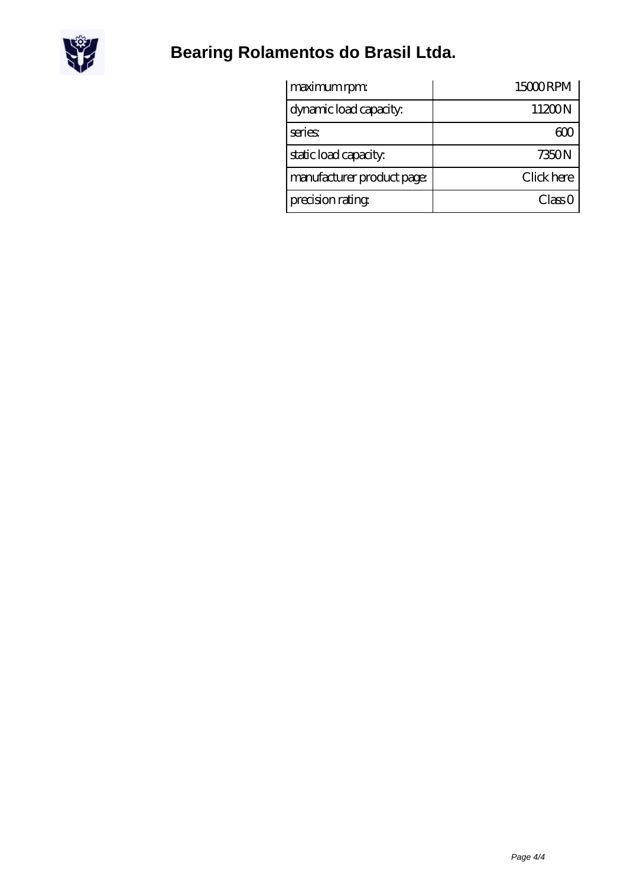| | |
|---|---|
| maximum rpm: | 15000 RPM |
| dynamic load capacity: | 11200 N |
| series: | 600 |
| static load capacity: | 7350 N |
| manufacturer product page: | Click here |
| precision rating: | Class 0 |